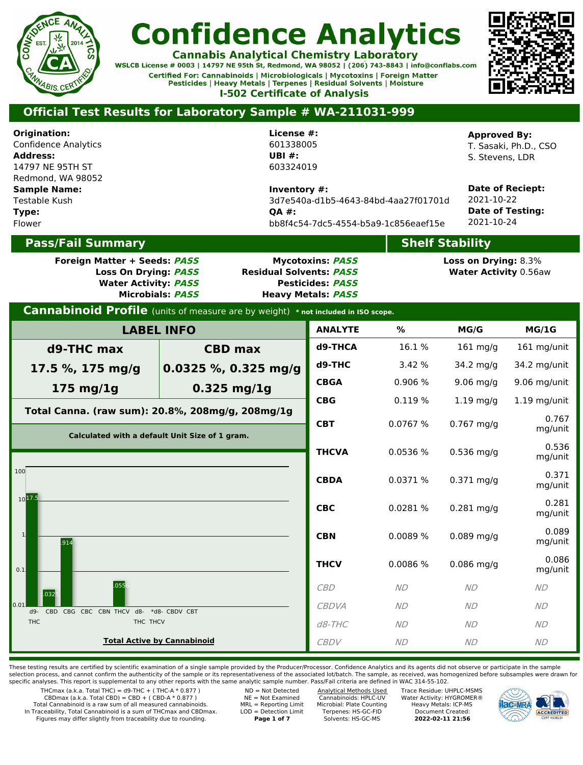# Confidence Analytics

**Cannabis Analytical Chemistry Laboratory**

WSLCB License # 0003 | 14797 NE 95th St, Redmond, WA 98052 | (206) 743-8843 | info@conflabs.com

Certified For: Cannabinoids | Microbiologicals | Mycotoxins | Foreign Matter
Pesticides | Heavy Metals | Terpenes | Residual Solvents | Moisture

**I-502 Certificate of Analysis**

## Official Test Results for Laboratory Sample # WA-211031-999

**Origination:**
Confidence Analytics
**Address:**
14797 NE 95TH ST
Redmond, WA 98052
**Sample Name:**
Testable Kush
**Type:**
Flower

**License #:**
601338005
**UBI #:**
603324019

**Inventory #:**
3d7e540a-d1b5-4643-84bd-4aa27f01701d
**QA #:**
bb8f4c54-7dc5-4554-b5a9-1c856eaef15e

**Approved By:**
T. Sasaki, Ph.D., CSO
S. Stevens, LDR

**Date of Reciept:**
2021-10-22
**Date of Testing:**
2021-10-24

## Pass/Fail Summary

**Foreign Matter + Seeds:** ***PASS***
**Loss On Drying:** ***PASS***
**Water Activity:** ***PASS***
**Microbials:** ***PASS***
**Mycotoxins:** ***PASS***
**Residual Solvents:** ***PASS***
**Pesticides:** ***PASS***
**Heavy Metals:** ***PASS***

## Shelf Stability

**Loss on Drying:** 8.3%
**Water Activity** 0.56aw

## Cannabinoid Profile (units of measure are by weight) * not included in ISO scope.

### LABEL INFO

| d9-THC max | CBD max |
|---|---|
| 17.5 %, 175 mg/g | 0.0325 %, 0.325 mg/g |
| 175 mg/1g | 0.325 mg/1g |

**Total Canna. (raw sum): 20.8%, 208mg/g, 208mg/1g**

**Calculated with a default Unit Size of 1 gram.**

| ANALYTE | % | MG/G | MG/1G |
|---|---|---|---|
| d9-THCA | 16.1 % | 161 mg/g | 161 mg/unit |
| d9-THC | 3.42 % | 34.2 mg/g | 34.2 mg/unit |
| CBGA | 0.906 % | 9.06 mg/g | 9.06 mg/unit |
| CBG | 0.119 % | 1.19 mg/g | 1.19 mg/unit |
| CBT | 0.0767 % | 0.767 mg/g | 0.767 mg/unit |
| THCVA | 0.0536 % | 0.536 mg/g | 0.536 mg/unit |
| CBDA | 0.0371 % | 0.371 mg/g | 0.371 mg/unit |
| CBC | 0.0281 % | 0.281 mg/g | 0.281 mg/unit |
| CBN | 0.0089 % | 0.089 mg/g | 0.089 mg/unit |
| THCV | 0.0086 % | 0.086 mg/g | 0.086 mg/unit |
| *CBD* | *ND* | *ND* | *ND* |
| *CBDVA* | *ND* | *ND* | *ND* |
| *d8-THC* | *ND* | *ND* | *ND* |
| *CBDV* | *ND* | *ND* | *ND* |

Chart: Total Active by Cannabinoid (log scale 0.01–100): d9-THC 17.5, CBD .0325, CBG .914, CBC, CBN, THCV .0556, d8-THC, *d8-THCV, CBDV, CBT

These testing results are certified by scientific examination of a single sample provided by the Producer/Processor. Confidence Analytics and its agents did not observe or participate in the sample selection process, and cannot confirm the authenticity of the sample or its representativeness of the associated lot/batch. The sample, as received, was homogenized before subsamples were drawn for specific analyses. This report is supplemental to any other reports with the same analytic sample number. Pass/Fail criteria are defined in WAC 314-55-102.

THCmax (a.k.a. Total THC) = d9-THC + ( THC-A * 0.877 )
CBDmax (a.k.a. Total CBD) = CBD + ( CBD-A * 0.877 )
Total Cannabinoid is a raw sum of all measured cannabinoids.
In Traceability, Total Cannabinoid is a sum of THCmax and CBDmax.
Figures may differ slightly from traceability due to rounding.

ND = Not Detected
NE = Not Examined
MRL = Reporting Limit
LOD = Detection Limit

Analytical Methods Used
Cannabinoids: HPLC-UV
Microbial: Plate Counting
Terpenes: HS-GC-FID
Solvents: HS-GC-MS

Trace Residue: UHPLC-MSMS
Water Activity: HYGROMER®
Heavy Metals: ICP-MS
Document Created:
**2022-02-11 21:56**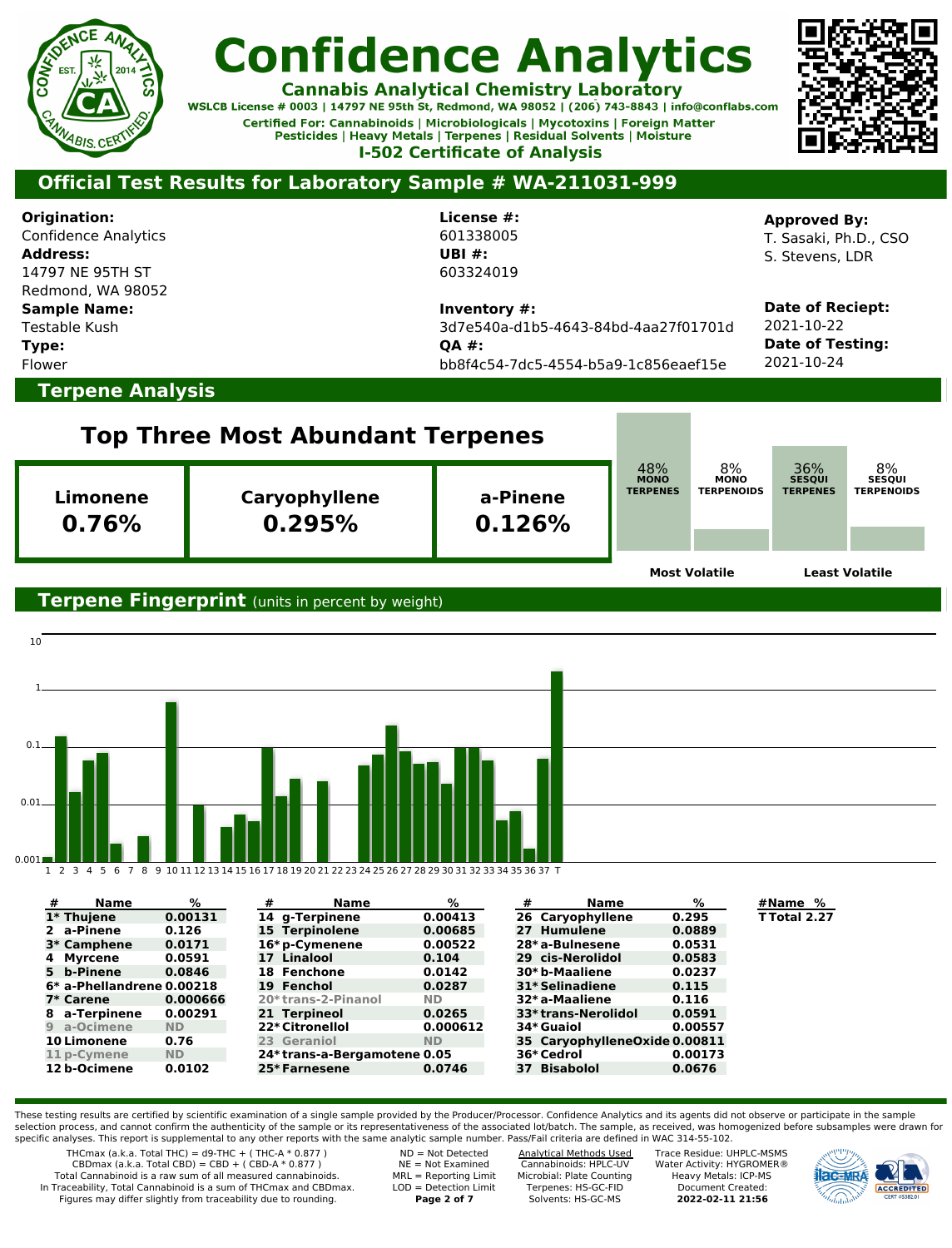# Confidence Analytics

**Cannabis Analytical Chemistry Laboratory**

WSLCB License # 0003 | 14797 NE 95th St, Redmond, WA 98052 | (206) 743-8843 | info@conflabs.com

Certified For: Cannabinoids | Microbiologicals | Mycotoxins | Foreign Matter
Pesticides | Heavy Metals | Terpenes | Residual Solvents | Moisture

**I-502 Certificate of Analysis**

## Official Test Results for Laboratory Sample # WA-211031-999

**Origination:** Confidence Analytics
**Address:** 14797 NE 95TH ST, Redmond, WA 98052
**Sample Name:** Testable Kush
**Type:** Flower

**License #:** 601338005
**UBI #:** 603324019
**Inventory #:** 3d7e540a-d1b5-4643-84bd-4aa27f01701d
**QA #:** bb8f4c54-7dc5-4554-b5a9-1c856eaef15e

**Approved By:** T. Sasaki, Ph.D., CSO; S. Stevens, LDR
**Date of Reciept:** 2021-10-22
**Date of Testing:** 2021-10-24

## Terpene Analysis

### Top Three Most Abundant Terpenes

| Limonene | Caryophyllene | a-Pinene |
|---|---|---|
| 0.76% | 0.295% | 0.126% |

| 48% MONO TERPENES | 8% MONO TERPENOIDS | 36% SESQUI TERPENES | 8% SESQUI TERPENOIDS |
|---|---|---|---|

Most Volatile — Least Volatile

## Terpene Fingerprint (units in percent by weight)

| # | Name | % |
|---|---|---|
| 1* | Thujene | 0.00131 |
| 2 | a-Pinene | 0.126 |
| 3* | Camphene | 0.0171 |
| 4 | Myrcene | 0.0591 |
| 5 | b-Pinene | 0.0846 |
| 6* | a-Phellandrene | 0.00218 |
| 7* | Carene | 0.000666 |
| 8 | a-Terpinene | 0.00291 |
| 9 | a-Ocimene | ND |
| 10 | Limonene | 0.76 |
| 11 | p-Cymene | ND |
| 12 | b-Ocimene | 0.0102 |
| 14 | g-Terpinene | 0.00413 |
| 15 | Terpinolene | 0.00685 |
| 16* | p-Cymenene | 0.00522 |
| 17 | Linalool | 0.104 |
| 18 | Fenchone | 0.0142 |
| 19 | Fenchol | 0.0287 |
| 20* | trans-2-Pinanol | ND |
| 21 | Terpineol | 0.0265 |
| 22* | Citronellol | 0.000612 |
| 23 | Geraniol | ND |
| 24* | trans-a-Bergamotene | 0.05 |
| 25* | Farnesene | 0.0746 |
| 26 | Caryophyllene | 0.295 |
| 27 | Humulene | 0.0889 |
| 28* | a-Bulnesene | 0.0531 |
| 29 | cis-Nerolidol | 0.0583 |
| 30* | b-Maaliene | 0.0237 |
| 31* | Selinadiene | 0.115 |
| 32* | a-Maaliene | 0.116 |
| 33* | trans-Nerolidol | 0.0591 |
| 34* | Guaiol | 0.00557 |
| 35 | CaryophylleneOxide | 0.00811 |
| 36* | Cedrol | 0.00173 |
| 37 | Bisabolol | 0.0676 |
| T | Total | 2.27 |

These testing results are certified by scientific examination of a single sample provided by the Producer/Processor. Confidence Analytics and its agents did not observe or participate in the sample selection process, and cannot confirm the authenticity of the sample or its representativeness of the associated lot/batch. The sample, as received, was homogenized before subsamples were drawn for specific analyses. This report is supplemental to any other reports with the same analytic sample number. Pass/Fail criteria are defined in WAC 314-55-102.

THCmax (a.k.a. Total THC) = d9-THC + ( THC-A * 0.877 )
CBDmax (a.k.a. Total CBD) = CBD + ( CBD-A * 0.877 )
Total Cannabinoid is a raw sum of all measured cannabinoids.
In Traceability, Total Cannabinoid is a sum of THCmax and CBDmax.
Figures may differ slightly from traceability due to rounding.

ND = Not Detected
NE = Not Examined
MRL = Reporting Limit
LOD = Detection Limit

Analytical Methods Used
Cannabinoids: HPLC-UV
Microbial: Plate Counting
Terpenes: HS-GC-FID
Solvents: HS-GC-MS

Trace Residue: UHPLC-MSMS
Water Activity: HYGROMER®
Heavy Metals: ICP-MS
Document Created: 2022-02-11 21:56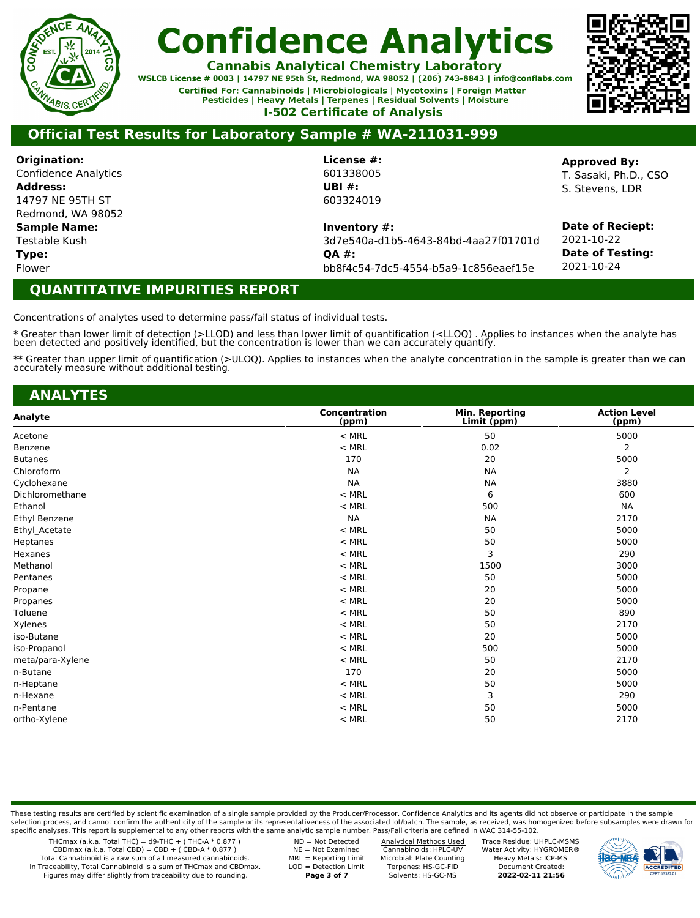# Confidence Analytics

**Cannabis Analytical Chemistry Laboratory**

**WSLCB License # 0003 | 14797 NE 95th St, Redmond, WA 98052 | (206) 743-8843 | info@conflabs.com**

**Certified For: Cannabinoids | Microbiologicals | Mycotoxins | Foreign Matter Pesticides | Heavy Metals | Terpenes | Residual Solvents | Moisture**

**I-502 Certificate of Analysis**

## Official Test Results for Laboratory Sample # WA-211031-999

**Origination:**
Confidence Analytics
**Address:**
14797 NE 95TH ST
Redmond, WA 98052
**Sample Name:**
Testable Kush
**Type:**
Flower

**License #:**
601338005
**UBI #:**
603324019

**Inventory #:**
3d7e540a-d1b5-4643-84bd-4aa27f01701d
**QA #:**
bb8f4c54-7dc5-4554-b5a9-1c856eaef15e

**Approved By:**
T. Sasaki, Ph.D., CSO
S. Stevens, LDR

**Date of Reciept:**
2021-10-22
**Date of Testing:**
2021-10-24

## QUANTITATIVE IMPURITIES REPORT

Concentrations of analytes used to determine pass/fail status of individual tests.

* Greater than lower limit of detection (>LLOD) and less than lower limit of quantification (<LLOQ) . Applies to instances when the analyte has been detected and positively identified, but the concentration is lower than we can accurately quantify.

** Greater than upper limit of quantification (>ULOQ). Applies to instances when the analyte concentration in the sample is greater than we can accurately measure without additional testing.

## ANALYTES

| Analyte | Concentration (ppm) | Min. Reporting Limit (ppm) | Action Level (ppm) |
|---|---|---|---|
| Acetone | < MRL | 50 | 5000 |
| Benzene | < MRL | 0.02 | 2 |
| Butanes | 170 | 20 | 5000 |
| Chloroform | NA | NA | 2 |
| Cyclohexane | NA | NA | 3880 |
| Dichloromethane | < MRL | 6 | 600 |
| Ethanol | < MRL | 500 | NA |
| Ethyl Benzene | NA | NA | 2170 |
| Ethyl_Acetate | < MRL | 50 | 5000 |
| Heptanes | < MRL | 50 | 5000 |
| Hexanes | < MRL | 3 | 290 |
| Methanol | < MRL | 1500 | 3000 |
| Pentanes | < MRL | 50 | 5000 |
| Propane | < MRL | 20 | 5000 |
| Propanes | < MRL | 20 | 5000 |
| Toluene | < MRL | 50 | 890 |
| Xylenes | < MRL | 50 | 2170 |
| iso-Butane | < MRL | 20 | 5000 |
| iso-Propanol | < MRL | 500 | 5000 |
| meta/para-Xylene | < MRL | 50 | 2170 |
| n-Butane | 170 | 20 | 5000 |
| n-Heptane | < MRL | 50 | 5000 |
| n-Hexane | < MRL | 3 | 290 |
| n-Pentane | < MRL | 50 | 5000 |
| ortho-Xylene | < MRL | 50 | 2170 |

These testing results are certified by scientific examination of a single sample provided by the Producer/Processor. Confidence Analytics and its agents did not observe or participate in the sample selection process, and cannot confirm the authenticity of the sample or its representativeness of the associated lot/batch. The sample, as received, was homogenized before subsamples were drawn for specific analyses. This report is supplemental to any other reports with the same analytic sample number. Pass/Fail criteria are defined in WAC 314-55-102.

THCmax (a.k.a. Total THC) = d9-THC + ( THC-A * 0.877 )
CBDmax (a.k.a. Total CBD) = CBD + ( CBD-A * 0.877 )
Total Cannabinoid is a raw sum of all measured cannabinoids.
In Traceability, Total Cannabinoid is a sum of THCmax and CBDmax.
Figures may differ slightly from traceability due to rounding.

ND = Not Detected
NE = Not Examined
MRL = Reporting Limit
LOD = Detection Limit

Analytical Methods Used
Cannabinoids: HPLC-UV
Microbial: Plate Counting
Terpenes: HS-GC-FID
Solvents: HS-GC-MS

Trace Residue: UHPLC-MSMS
Water Activity: HYGROMER®
Heavy Metals: ICP-MS
Document Created:
**2022-02-11 21:56**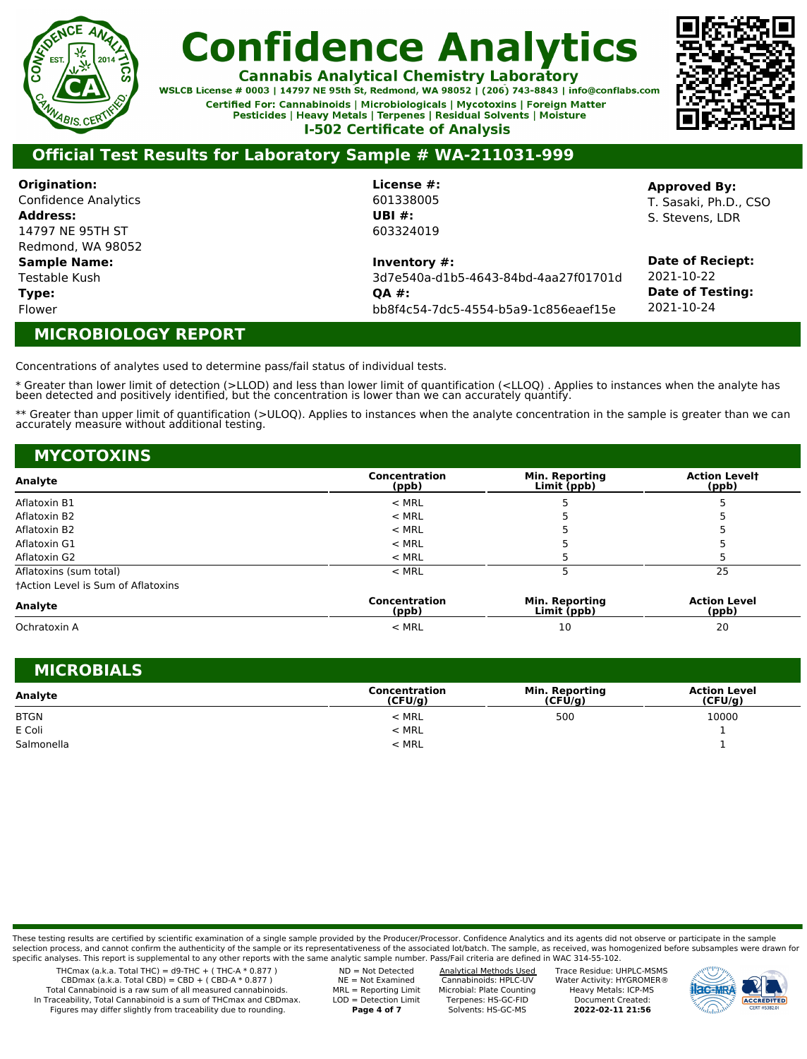# Confidence Analytics

**Cannabis Analytical Chemistry Laboratory**

WSLCB License # 0003 | 14797 NE 95th St, Redmond, WA 98052 | (206) 743-8843 | info@conflabs.com

Certified For: Cannabinoids | Microbiologicals | Mycotoxins | Foreign Matter
Pesticides | Heavy Metals | Terpenes | Residual Solvents | Moisture

**I-502 Certificate of Analysis**

## Official Test Results for Laboratory Sample # WA-211031-999

**Origination:**
Confidence Analytics
**Address:**
14797 NE 95TH ST
Redmond, WA 98052
**Sample Name:**
Testable Kush
**Type:**
Flower

**License #:**
601338005
**UBI #:**
603324019

**Inventory #:**
3d7e540a-d1b5-4643-84bd-4aa27f01701d
**QA #:**
bb8f4c54-7dc5-4554-b5a9-1c856eaef15e

**Approved By:**
T. Sasaki, Ph.D., CSO
S. Stevens, LDR

**Date of Reciept:**
2021-10-22
**Date of Testing:**
2021-10-24

## MICROBIOLOGY REPORT

Concentrations of analytes used to determine pass/fail status of individual tests.

* Greater than lower limit of detection (>LLOD) and less than lower limit of quantification (<LLOQ) . Applies to instances when the analyte has been detected and positively identified, but the concentration is lower than we can accurately quantify.

** Greater than upper limit of quantification (>ULOQ). Applies to instances when the analyte concentration in the sample is greater than we can accurately measure without additional testing.

## MYCOTOXINS

| Analyte | Concentration (ppb) | Min. Reporting Limit (ppb) | Action Level† (ppb) |
|---|---|---|---|
| Aflatoxin B1 | < MRL | 5 | 5 |
| Aflatoxin B2 | < MRL | 5 | 5 |
| Aflatoxin B2 | < MRL | 5 | 5 |
| Aflatoxin G1 | < MRL | 5 | 5 |
| Aflatoxin G2 | < MRL | 5 | 5 |
| Aflatoxins (sum total) | < MRL | 5 | 25 |

†Action Level is Sum of Aflatoxins

| Analyte | Concentration (ppb) | Min. Reporting Limit (ppb) | Action Level (ppb) |
|---|---|---|---|
| Ochratoxin A | < MRL | 10 | 20 |

## MICROBIALS

| Analyte | Concentration (CFU/g) | Min. Reporting (CFU/g) | Action Level (CFU/g) |
|---|---|---|---|
| BTGN | < MRL | 500 | 10000 |
| E Coli | < MRL | | 1 |
| Salmonella | < MRL | | 1 |

These testing results are certified by scientific examination of a single sample provided by the Producer/Processor. Confidence Analytics and its agents did not observe or participate in the sample selection process, and cannot confirm the authenticity of the sample or its representativeness of the associated lot/batch. The sample, as received, was homogenized before subsamples were drawn for specific analyses. This report is supplemental to any other reports with the same analytic sample number. Pass/Fail criteria are defined in WAC 314-55-102.

THCmax (a.k.a. Total THC) = d9-THC + ( THC-A * 0.877 )
CBDmax (a.k.a. Total CBD) = CBD + ( CBD-A * 0.877 )
Total Cannabinoid is a raw sum of all measured cannabinoids.
In Traceability, Total Cannabinoid is a sum of THCmax and CBDmax.
Figures may differ slightly from traceability due to rounding.

ND = Not Detected
NE = Not Examined
MRL = Reporting Limit
LOD = Detection Limit

Analytical Methods Used
Cannabinoids: HPLC-UV
Microbial: Plate Counting
Terpenes: HS-GC-FID
Solvents: HS-GC-MS

Trace Residue: UHPLC-MSMS
Water Activity: HYGROMER®
Heavy Metals: ICP-MS
Document Created:
**2022-02-11 21:56**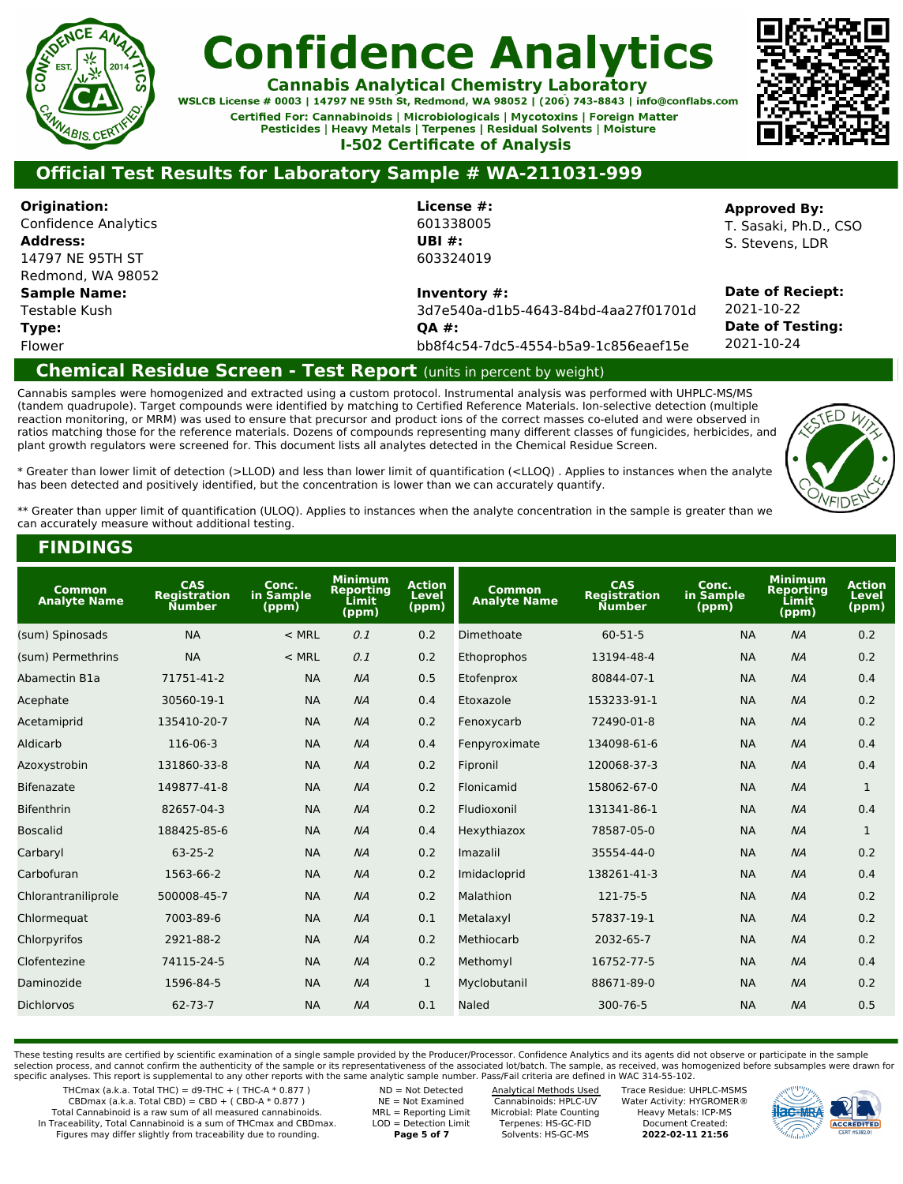# Confidence Analytics

**Cannabis Analytical Chemistry Laboratory**

WSLCB License # 0003 | 14797 NE 95th St, Redmond, WA 98052 | (206) 743-8843 | info@conflabs.com

Certified For: Cannabinoids | Microbiologicals | Mycotoxins | Foreign Matter
Pesticides | Heavy Metals | Terpenes | Residual Solvents | Moisture

**I-502 Certificate of Analysis**

## Official Test Results for Laboratory Sample # WA-211031-999

**Origination:**
Confidence Analytics
**Address:**
14797 NE 95TH ST
Redmond, WA 98052
**Sample Name:**
Testable Kush
**Type:**
Flower

**License #:**
601338005
**UBI #:**
603324019

**Inventory #:**
3d7e540a-d1b5-4643-84bd-4aa27f01701d
**QA #:**
bb8f4c54-7dc5-4554-b5a9-1c856eaef15e

**Approved By:**
T. Sasaki, Ph.D., CSO
S. Stevens, LDR

**Date of Reciept:**
2021-10-22
**Date of Testing:**
2021-10-24

## Chemical Residue Screen - Test Report (units in percent by weight)

Cannabis samples were homogenized and extracted using a custom protocol. Instrumental analysis was performed with UHPLC-MS/MS (tandem quadrupole). Target compounds were identified by matching to Certified Reference Materials. Ion-selective detection (multiple reaction monitoring, or MRM) was used to ensure that precursor and product ions of the correct masses co-eluted and were observed in ratios matching those for the reference materials. Dozens of compounds representing many different classes of fungicides, herbicides, and plant growth regulators were screened for. This document lists all analytes detected in the Chemical Residue Screen.

* Greater than lower limit of detection (>LLOD) and less than lower limit of quantification (<LLOQ) . Applies to instances when the analyte has been detected and positively identified, but the concentration is lower than we can accurately quantify.

** Greater than upper limit of quantification (ULOQ). Applies to instances when the analyte concentration in the sample is greater than we can accurately measure without additional testing.

## FINDINGS

| Common Analyte Name | CAS Registration Number | Conc. in Sample (ppm) | Minimum Reporting Limit (ppm) | Action Level (ppm) |
|---|---|---|---|---|
| (sum) Spinosads | NA | < MRL | *0.1* | 0.2 |
| (sum) Permethrins | NA | < MRL | *0.1* | 0.2 |
| Abamectin B1a | 71751-41-2 | NA | *NA* | 0.5 |
| Acephate | 30560-19-1 | NA | *NA* | 0.4 |
| Acetamiprid | 135410-20-7 | NA | *NA* | 0.2 |
| Aldicarb | 116-06-3 | NA | *NA* | 0.4 |
| Azoxystrobin | 131860-33-8 | NA | *NA* | 0.2 |
| Bifenazate | 149877-41-8 | NA | *NA* | 0.2 |
| Bifenthrin | 82657-04-3 | NA | *NA* | 0.2 |
| Boscalid | 188425-85-6 | NA | *NA* | 0.4 |
| Carbaryl | 63-25-2 | NA | *NA* | 0.2 |
| Carbofuran | 1563-66-2 | NA | *NA* | 0.2 |
| Chlorantraniliprole | 500008-45-7 | NA | *NA* | 0.2 |
| Chlormequat | 7003-89-6 | NA | *NA* | 0.1 |
| Chlorpyrifos | 2921-88-2 | NA | *NA* | 0.2 |
| Clofentezine | 74115-24-5 | NA | *NA* | 0.2 |
| Daminozide | 1596-84-5 | NA | *NA* | 1 |
| Dichlorvos | 62-73-7 | NA | *NA* | 0.1 |
| Dimethoate | 60-51-5 | NA | *NA* | 0.2 |
| Ethoprophos | 13194-48-4 | NA | *NA* | 0.2 |
| Etofenprox | 80844-07-1 | NA | *NA* | 0.4 |
| Etoxazole | 153233-91-1 | NA | *NA* | 0.2 |
| Fenoxycarb | 72490-01-8 | NA | *NA* | 0.2 |
| Fenpyroximate | 134098-61-6 | NA | *NA* | 0.4 |
| Fipronil | 120068-37-3 | NA | *NA* | 0.4 |
| Flonicamid | 158062-67-0 | NA | *NA* | 1 |
| Fludioxonil | 131341-86-1 | NA | *NA* | 0.4 |
| Hexythiazox | 78587-05-0 | NA | *NA* | 1 |
| Imazalil | 35554-44-0 | NA | *NA* | 0.2 |
| Imidacloprid | 138261-41-3 | NA | *NA* | 0.4 |
| Malathion | 121-75-5 | NA | *NA* | 0.2 |
| Metalaxyl | 57837-19-1 | NA | *NA* | 0.2 |
| Methiocarb | 2032-65-7 | NA | *NA* | 0.2 |
| Methomyl | 16752-77-5 | NA | *NA* | 0.4 |
| Myclobutanil | 88671-89-0 | NA | *NA* | 0.2 |
| Naled | 300-76-5 | NA | *NA* | 0.5 |

These testing results are certified by scientific examination of a single sample provided by the Producer/Processor. Confidence Analytics and its agents did not observe or participate in the sample selection process, and cannot confirm the authenticity of the sample or its representativeness of the associated lot/batch. The sample, as received, was homogenized before subsamples were drawn for specific analyses. This report is supplemental to any other reports with the same analytic sample number. Pass/Fail criteria are defined in WAC 314-55-102.

THCmax (a.k.a. Total THC) = d9-THC + ( THC-A * 0.877 )
CBDmax (a.k.a. Total CBD) = CBD + ( CBD-A * 0.877 )
Total Cannabinoid is a raw sum of all measured cannabinoids.
In Traceability, Total Cannabinoid is a sum of THCmax and CBDmax.
Figures may differ slightly from traceability due to rounding.

ND = Not Detected
NE = Not Examined
MRL = Reporting Limit
LOD = Detection Limit

Analytical Methods Used
Cannabinoids: HPLC-UV
Microbial: Plate Counting
Terpenes: HS-GC-FID
Solvents: HS-GC-MS

Trace Residue: UHPLC-MSMS
Water Activity: HYGROMER®
Heavy Metals: ICP-MS
Document Created:
**2022-02-11 21:56**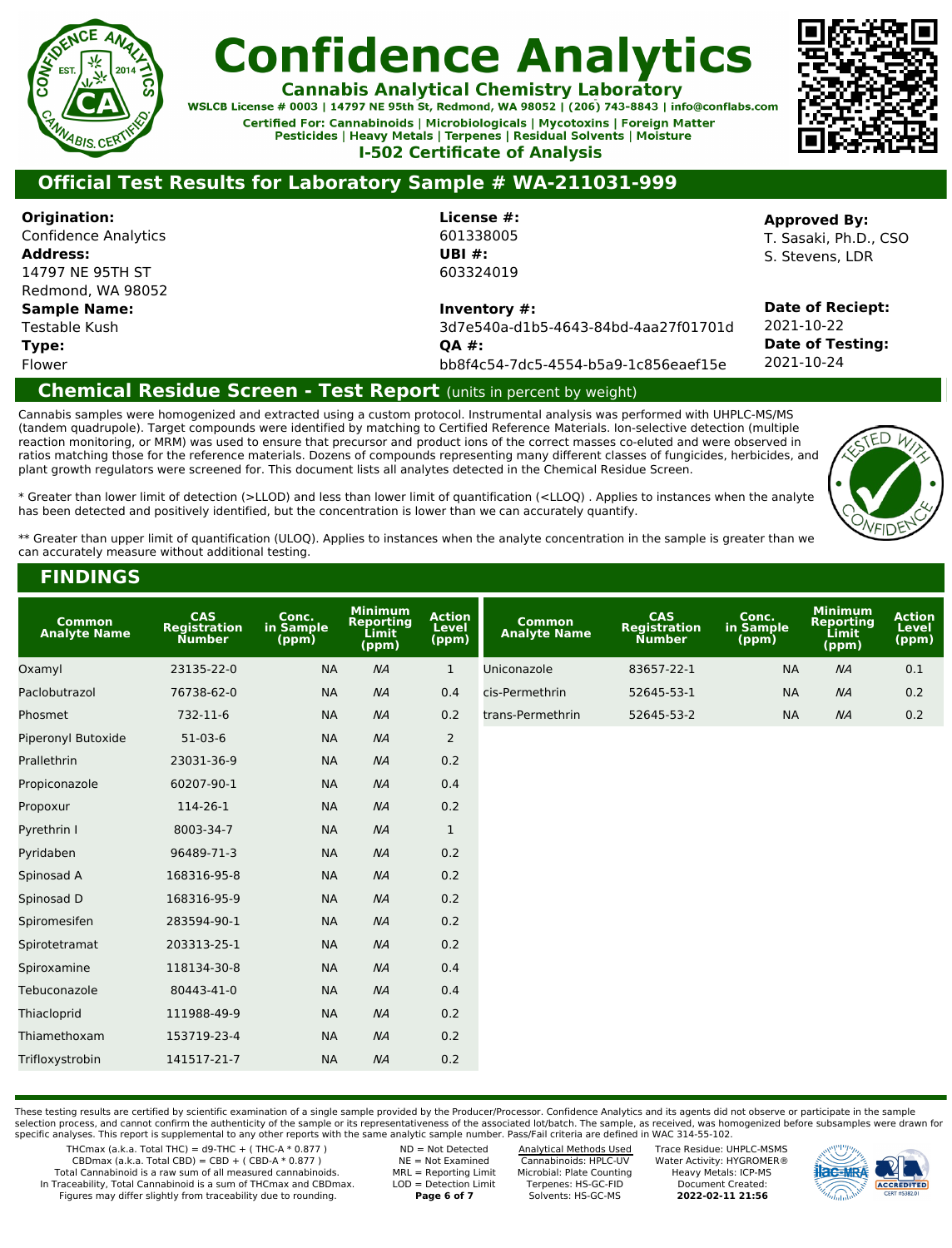# Confidence Analytics

**Cannabis Analytical Chemistry Laboratory**

WSLCB License # 0003 | 14797 NE 95th St, Redmond, WA 98052 | (206) 743-8843 | info@conflabs.com

Certified For: Cannabinoids | Microbiologicals | Mycotoxins | Foreign Matter
Pesticides | Heavy Metals | Terpenes | Residual Solvents | Moisture

**I-502 Certificate of Analysis**

## Official Test Results for Laboratory Sample # WA-211031-999

**Origination:**
Confidence Analytics
**Address:**
14797 NE 95TH ST
Redmond, WA 98052
**Sample Name:**
Testable Kush
**Type:**
Flower

**License #:**
601338005
**UBI #:**
603324019

**Inventory #:**
3d7e540a-d1b5-4643-84bd-4aa27f01701d
**QA #:**
bb8f4c54-7dc5-4554-b5a9-1c856eaef15e

**Approved By:**
T. Sasaki, Ph.D., CSO
S. Stevens, LDR

**Date of Reciept:**
2021-10-22
**Date of Testing:**
2021-10-24

## Chemical Residue Screen - Test Report (units in percent by weight)

Cannabis samples were homogenized and extracted using a custom protocol. Instrumental analysis was performed with UHPLC-MS/MS (tandem quadrupole). Target compounds were identified by matching to Certified Reference Materials. Ion-selective detection (multiple reaction monitoring, or MRM) was used to ensure that precursor and product ions of the correct masses co-eluted and were observed in ratios matching those for the reference materials. Dozens of compounds representing many different classes of fungicides, herbicides, and plant growth regulators were screened for. This document lists all analytes detected in the Chemical Residue Screen.

\* Greater than lower limit of detection (>LLOD) and less than lower limit of quantification (<LLOQ) . Applies to instances when the analyte has been detected and positively identified, but the concentration is lower than we can accurately quantify.

\*\* Greater than upper limit of quantification (ULOQ). Applies to instances when the analyte concentration in the sample is greater than we can accurately measure without additional testing.

## FINDINGS

| Common Analyte Name | CAS Registration Number | Conc. in Sample (ppm) | Minimum Reporting Limit (ppm) | Action Level (ppm) |
|---|---|---|---|---|
| Oxamyl | 23135-22-0 | NA | NA | 1 |
| Paclobutrazol | 76738-62-0 | NA | NA | 0.4 |
| Phosmet | 732-11-6 | NA | NA | 0.2 |
| Piperonyl Butoxide | 51-03-6 | NA | NA | 2 |
| Prallethrin | 23031-36-9 | NA | NA | 0.2 |
| Propiconazole | 60207-90-1 | NA | NA | 0.4 |
| Propoxur | 114-26-1 | NA | NA | 0.2 |
| Pyrethrin I | 8003-34-7 | NA | NA | 1 |
| Pyridaben | 96489-71-3 | NA | NA | 0.2 |
| Spinosad A | 168316-95-8 | NA | NA | 0.2 |
| Spinosad D | 168316-95-9 | NA | NA | 0.2 |
| Spiromesifen | 283594-90-1 | NA | NA | 0.2 |
| Spirotetramat | 203313-25-1 | NA | NA | 0.2 |
| Spiroxamine | 118134-30-8 | NA | NA | 0.4 |
| Tebuconazole | 80443-41-0 | NA | NA | 0.4 |
| Thiacloprid | 111988-49-9 | NA | NA | 0.2 |
| Thiamethoxam | 153719-23-4 | NA | NA | 0.2 |
| Trifloxystrobin | 141517-21-7 | NA | NA | 0.2 |
| Uniconazole | 83657-22-1 | NA | NA | 0.1 |
| cis-Permethrin | 52645-53-1 | NA | NA | 0.2 |
| trans-Permethrin | 52645-53-2 | NA | NA | 0.2 |

These testing results are certified by scientific examination of a single sample provided by the Producer/Processor. Confidence Analytics and its agents did not observe or participate in the sample selection process, and cannot confirm the authenticity of the sample or its representativeness of the associated lot/batch. The sample, as received, was homogenized before subsamples were drawn for specific analyses. This report is supplemental to any other reports with the same analytic sample number. Pass/Fail criteria are defined in WAC 314-55-102.

THCmax (a.k.a. Total THC) = d9-THC + ( THC-A * 0.877 )
CBDmax (a.k.a. Total CBD) = CBD + ( CBD-A * 0.877 )
Total Cannabinoid is a raw sum of all measured cannabinoids.
In Traceability, Total Cannabinoid is a sum of THCmax and CBDmax.
Figures may differ slightly from traceability due to rounding.

ND = Not Detected
NE = Not Examined
MRL = Reporting Limit
LOD = Detection Limit

Analytical Methods Used
Cannabinoids: HPLC-UV
Microbial: Plate Counting
Terpenes: HS-GC-FID
Solvents: HS-GC-MS

Trace Residue: UHPLC-MSMS
Water Activity: HYGROMER®
Heavy Metals: ICP-MS
Document Created:
**2022-02-11 21:56**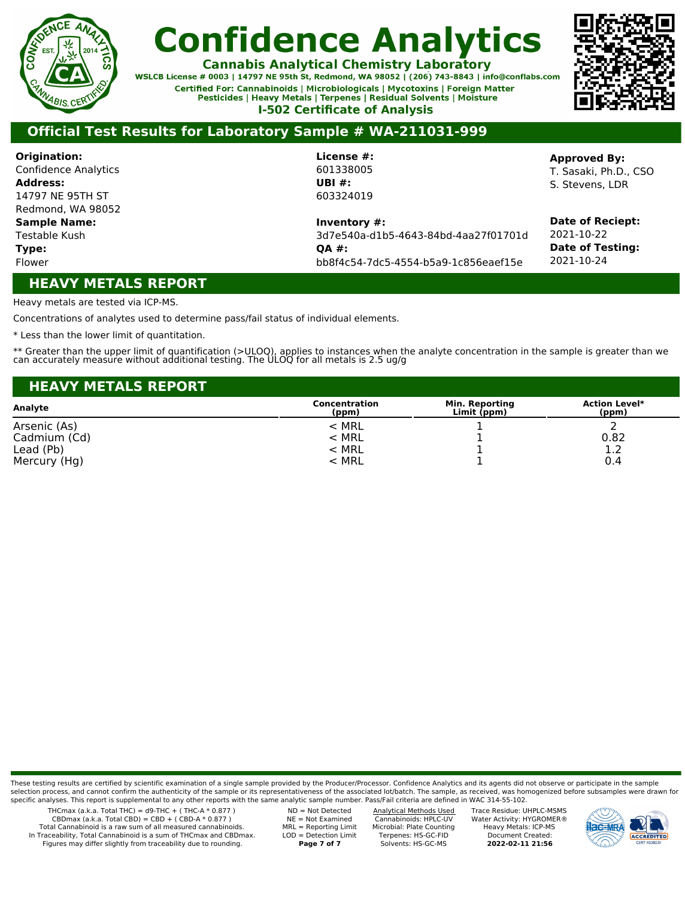# Confidence Analytics

**Cannabis Analytical Chemistry Laboratory**

WSLCB License # 0003 | 14797 NE 95th St, Redmond, WA 98052 | (206) 743-8843 | info@conflabs.com

Certified For: Cannabinoids | Microbiologicals | Mycotoxins | Foreign Matter
Pesticides | Heavy Metals | Terpenes | Residual Solvents | Moisture

**I-502 Certificate of Analysis**

## Official Test Results for Laboratory Sample # WA-211031-999

**Origination:**
Confidence Analytics

**Address:**
14797 NE 95TH ST
Redmond, WA 98052

**Sample Name:**
Testable Kush

**Type:**
Flower

**License #:**
601338005

**UBI #:**
603324019

**Inventory #:**
3d7e540a-d1b5-4643-84bd-4aa27f01701d

**QA #:**
bb8f4c54-7dc5-4554-b5a9-1c856eaef15e

**Approved By:**
T. Sasaki, Ph.D., CSO
S. Stevens, LDR

**Date of Reciept:**
2021-10-22

**Date of Testing:**
2021-10-24

## HEAVY METALS REPORT

Heavy metals are tested via ICP-MS.

Concentrations of analytes used to determine pass/fail status of individual elements.

* Less than the lower limit of quantitation.

** Greater than the upper limit of quantification (>ULOQ), applies to instances when the analyte concentration in the sample is greater than we can accurately measure without additional testing. The ULOQ for all metals is 2.5 ug/g

## HEAVY METALS REPORT

| Analyte | Concentration (ppm) | Min. Reporting Limit (ppm) | Action Level* (ppm) |
|---|---|---|---|
| Arsenic (As) | < MRL | 1 | 2 |
| Cadmium (Cd) | < MRL | 1 | 0.82 |
| Lead (Pb) | < MRL | 1 | 1.2 |
| Mercury (Hg) | < MRL | 1 | 0.4 |

These testing results are certified by scientific examination of a single sample provided by the Producer/Processor. Confidence Analytics and its agents did not observe or participate in the sample selection process, and cannot confirm the authenticity of the sample or its representativeness of the associated lot/batch. The sample, as received, was homogenized before subsamples were drawn for specific analyses. This report is supplemental to any other reports with the same analytic sample number. Pass/Fail criteria are defined in WAC 314-55-102.

THCmax (a.k.a. Total THC) = d9-THC + ( THC-A * 0.877 )
CBDmax (a.k.a. Total CBD) = CBD + ( CBD-A * 0.877 )
Total Cannabinoid is a raw sum of all measured cannabinoids.
In Traceability, Total Cannabinoid is a sum of THCmax and CBDmax.
Figures may differ slightly from traceability due to rounding.

ND = Not Detected
NE = Not Examined
MRL = Reporting Limit
LOD = Detection Limit

Analytical Methods Used
Cannabinoids: HPLC-UV
Microbial: Plate Counting
Terpenes: HS-GC-FID
Solvents: HS-GC-MS

Trace Residue: UHPLC-MSMS
Water Activity: HYGROMER®
Heavy Metals: ICP-MS
Document Created:
**2022-02-11 21:56**